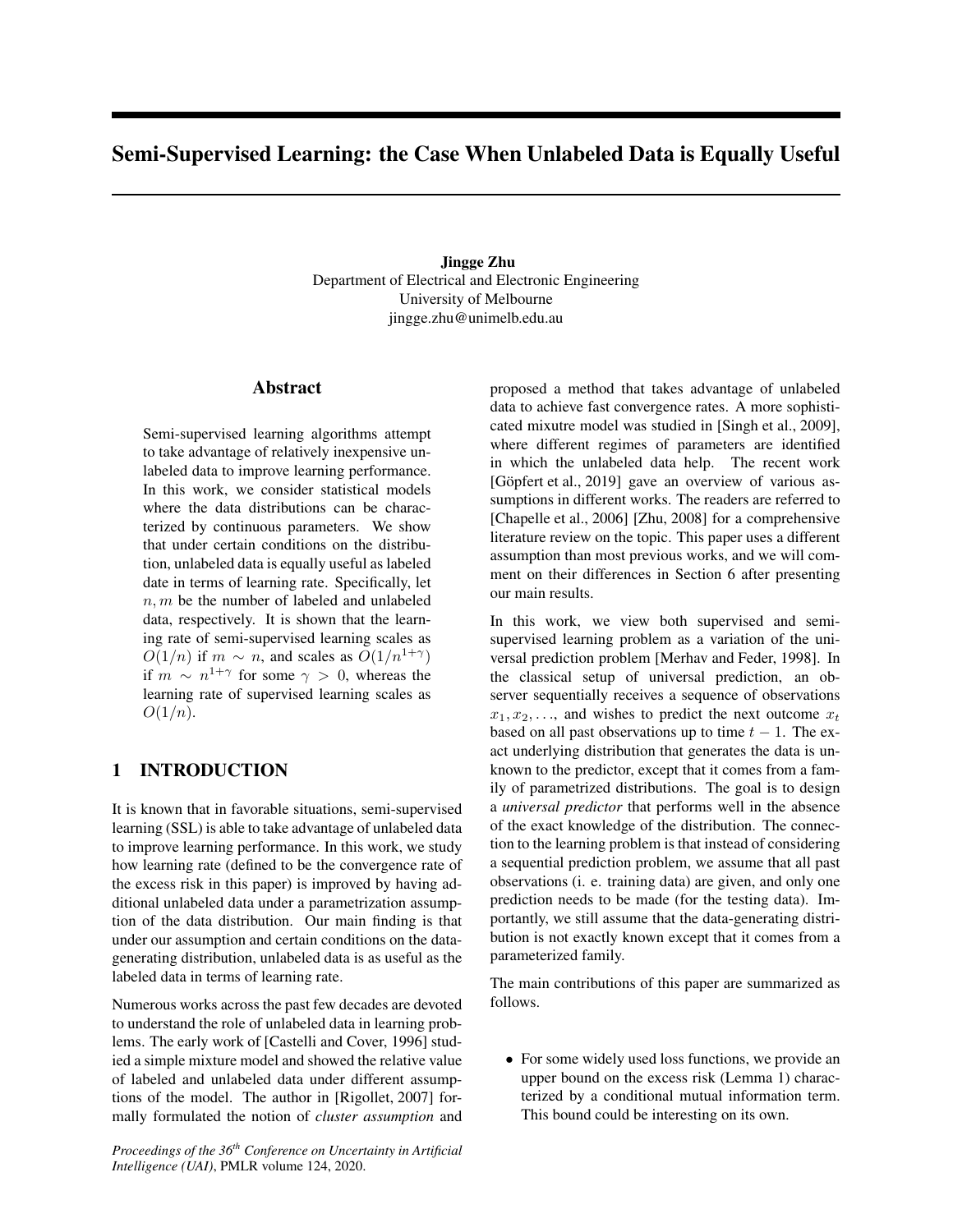# Semi-Supervised Learning: the Case When Unlabeled Data is Equally Useful

**Jingge Zhu**
Department of Electrical and Electronic Engineering
University of Melbourne
jingge.zhu@unimelb.edu.au

## Abstract

Semi-supervised learning algorithms attempt to take advantage of relatively inexpensive unlabeled data to improve learning performance. In this work, we consider statistical models where the data distributions can be characterized by continuous parameters. We show that under certain conditions on the distribution, unlabeled data is equally useful as labeled date in terms of learning rate. Specifically, let $n, m$ be the number of labeled and unlabeled data, respectively. It is shown that the learning rate of semi-supervised learning scales as $O(1/n)$ if $m \sim n$, and scales as $O(1/n^{1+\gamma})$ if $m \sim n^{1+\gamma}$ for some $\gamma > 0$, whereas the learning rate of supervised learning scales as $O(1/n)$.

## 1 INTRODUCTION

It is known that in favorable situations, semi-supervised learning (SSL) is able to take advantage of unlabeled data to improve learning performance. In this work, we study how learning rate (defined to be the convergence rate of the excess risk in this paper) is improved by having additional unlabeled data under a parametrization assumption of the data distribution. Our main finding is that under our assumption and certain conditions on the data-generating distribution, unlabeled data is as useful as the labeled data in terms of learning rate.

Numerous works across the past few decades are devoted to understand the role of unlabeled data in learning problems. The early work of [Castelli and Cover, 1996] studied a simple mixture model and showed the relative value of labeled and unlabeled data under different assumptions of the model. The author in [Rigollet, 2007] formally formulated the notion of *cluster assumption* and proposed a method that takes advantage of unlabeled data to achieve fast convergence rates. A more sophisticated mixutre model was studied in [Singh et al., 2009], where different regimes of parameters are identified in which the unlabeled data help. The recent work [Göpfert et al., 2019] gave an overview of various assumptions in different works. The readers are referred to [Chapelle et al., 2006] [Zhu, 2008] for a comprehensive literature review on the topic. This paper uses a different assumption than most previous works, and we will comment on their differences in Section 6 after presenting our main results.

In this work, we view both supervised and semi-supervised learning problem as a variation of the universal prediction problem [Merhav and Feder, 1998]. In the classical setup of universal prediction, an observer sequentially receives a sequence of observations $x_1, x_2, \ldots$, and wishes to predict the next outcome $x_t$ based on all past observations up to time $t-1$. The exact underlying distribution that generates the data is unknown to the predictor, except that it comes from a family of parametrized distributions. The goal is to design a *universal predictor* that performs well in the absence of the exact knowledge of the distribution. The connection to the learning problem is that instead of considering a sequential prediction problem, we assume that all past observations (i. e. training data) are given, and only one prediction needs to be made (for the testing data). Importantly, we still assume that the data-generating distribution is not exactly known except that it comes from a parameterized family.

The main contributions of this paper are summarized as follows.

- For some widely used loss functions, we provide an upper bound on the excess risk (Lemma 1) characterized by a conditional mutual information term. This bound could be interesting on its own.

*Proceedings of the 36th Conference on Uncertainty in Artificial Intelligence (UAI)*, PMLR volume 124, 2020.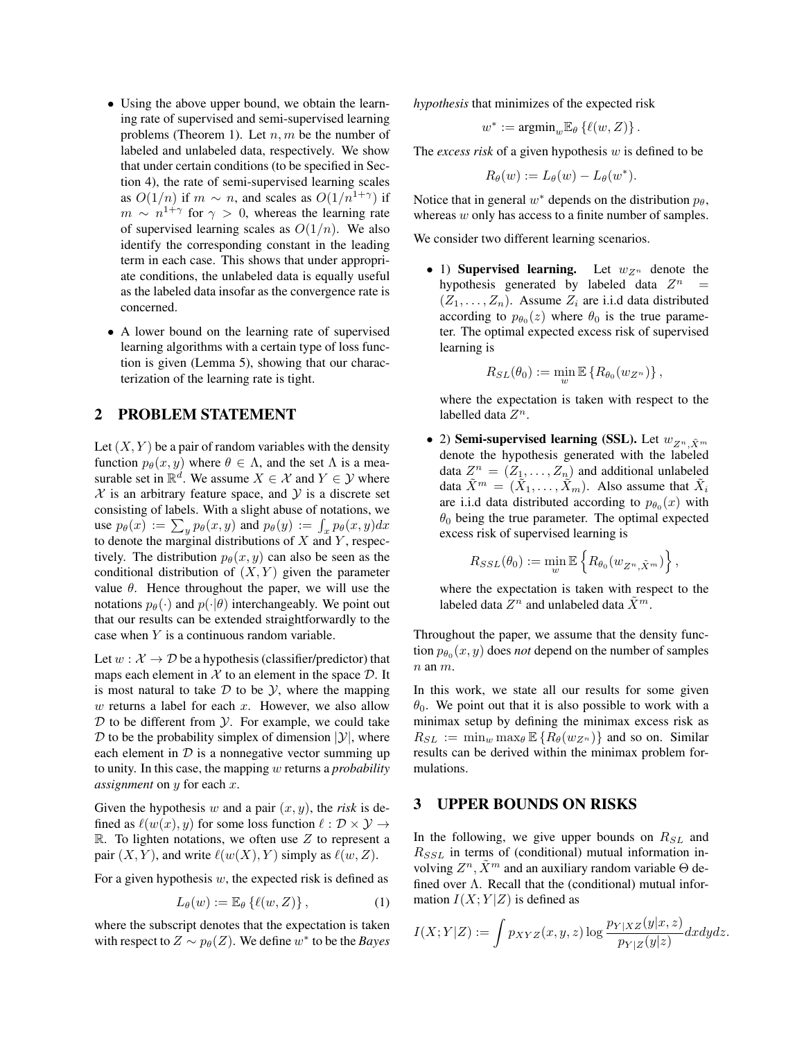- Using the above upper bound, we obtain the learning rate of supervised and semi-supervised learning problems (Theorem 1). Let $n, m$ be the number of labeled and unlabeled data, respectively. We show that under certain conditions (to be specified in Section 4), the rate of semi-supervised learning scales as $O(1/n)$ if $m \sim n$, and scales as $O(1/n^{1+\gamma})$ if $m \sim n^{1+\gamma}$ for $\gamma > 0$, whereas the learning rate of supervised learning scales as $O(1/n)$. We also identify the corresponding constant in the leading term in each case. This shows that under appropriate conditions, the unlabeled data is equally useful as the labeled data insofar as the convergence rate is concerned.
- A lower bound on the learning rate of supervised learning algorithms with a certain type of loss function is given (Lemma 5), showing that our characterization of the learning rate is tight.

## 2 PROBLEM STATEMENT

Let $(X, Y)$ be a pair of random variables with the density function $p_\theta(x, y)$ where $\theta \in \Lambda$, and the set $\Lambda$ is a measurable set in $\mathbb{R}^d$. We assume $X \in \mathcal{X}$ and $Y \in \mathcal{Y}$ where $\mathcal{X}$ is an arbitrary feature space, and $\mathcal{Y}$ is a discrete set consisting of labels. With a slight abuse of notations, we use $p_\theta(x) := \sum_y p_\theta(x, y)$ and $p_\theta(y) := \int_x p_\theta(x, y)dx$ to denote the marginal distributions of $X$ and $Y$, respectively. The distribution $p_\theta(x, y)$ can also be seen as the conditional distribution of $(X, Y)$ given the parameter value $\theta$. Hence throughout the paper, we will use the notations $p_\theta(\cdot)$ and $p(\cdot|\theta)$ interchangeably. We point out that our results can be extended straightforwardly to the case when $Y$ is a continuous random variable.

Let $w : \mathcal{X} \to \mathcal{D}$ be a hypothesis (classifier/predictor) that maps each element in $\mathcal{X}$ to an element in the space $\mathcal{D}$. It is most natural to take $\mathcal{D}$ to be $\mathcal{Y}$, where the mapping $w$ returns a label for each $x$. However, we also allow $\mathcal{D}$ to be different from $\mathcal{Y}$. For example, we could take $\mathcal{D}$ to be the probability simplex of dimension $|\mathcal{Y}|$, where each element in $\mathcal{D}$ is a nonnegative vector summing up to unity. In this case, the mapping $w$ returns a *probability assignment* on $y$ for each $x$.

Given the hypothesis $w$ and a pair $(x, y)$, the *risk* is defined as $\ell(w(x), y)$ for some loss function $\ell : \mathcal{D} \times \mathcal{Y} \to \mathbb{R}$. To lighten notations, we often use $Z$ to represent a pair $(X, Y)$, and write $\ell(w(X), Y)$ simply as $\ell(w, Z)$.

For a given hypothesis $w$, the expected risk is defined as

$$L_\theta(w) := \mathbb{E}_\theta \{\ell(w, Z)\}, \tag{1}$$

where the subscript denotes that the expectation is taken with respect to $Z \sim p_\theta(Z)$. We define $w^*$ to be the *Bayes hypothesis* that minimizes of the expected risk

$$w^* := \text{argmin}_w \mathbb{E}_\theta \{\ell(w, Z)\}.$$

The *excess risk* of a given hypothesis $w$ is defined to be

$$R_\theta(w) := L_\theta(w) - L_\theta(w^*).$$

Notice that in general $w^*$ depends on the distribution $p_\theta$, whereas $w$ only has access to a finite number of samples.

We consider two different learning scenarios.

- 1) **Supervised learning.** Let $w_{Z^n}$ denote the hypothesis generated by labeled data $Z^n = (Z_1, \dots, Z_n)$. Assume $Z_i$ are i.i.d data distributed according to $p_{\theta_0}(z)$ where $\theta_0$ is the true parameter. The optimal expected excess risk of supervised learning is

$$R_{SL}(\theta_0) := \min_w \mathbb{E}\{R_{\theta_0}(w_{Z^n})\},$$

where the expectation is taken with respect to the labelled data $Z^n$.

- 2) **Semi-supervised learning (SSL).** Let $w_{Z^n, \tilde{X}^m}$ denote the hypothesis generated with the labeled data $Z^n = (Z_1, \dots, Z_n)$ and additional unlabeled data $\tilde{X}^m = (\tilde{X}_1, \dots, \tilde{X}_m)$. Also assume that $\tilde{X}_i$ are i.i.d data distributed according to $p_{\theta_0}(x)$ with $\theta_0$ being the true parameter. The optimal expected excess risk of supervised learning is

$$R_{SSL}(\theta_0) := \min_w \mathbb{E}\left\{R_{\theta_0}(w_{Z^n, \tilde{X}^m})\right\},$$

where the expectation is taken with respect to the labeled data $Z^n$ and unlabeled data $\tilde{X}^m$.

Throughout the paper, we assume that the density function $p_{\theta_0}(x, y)$ does *not* depend on the number of samples $n$ an $m$.

In this work, we state all our results for some given $\theta_0$. We point out that it is also possible to work with a minimax setup by defining the minimax excess risk as $R_{SL} := \min_w \max_\theta \mathbb{E}\{R_\theta(w_{Z^n})\}$ and so on. Similar results can be derived within the minimax problem formulations.

## 3 UPPER BOUNDS ON RISKS

In the following, we give upper bounds on $R_{SL}$ and $R_{SSL}$ in terms of (conditional) mutual information involving $Z^n, \tilde{X}^m$ and an auxiliary random variable $\Theta$ defined over $\Lambda$. Recall that the (conditional) mutual information $I(X; Y|Z)$ is defined as

$$I(X; Y|Z) := \int p_{XYZ}(x, y, z) \log \frac{p_{Y|XZ}(y|x, z)}{p_{Y|Z}(y|z)} dxdydz.$$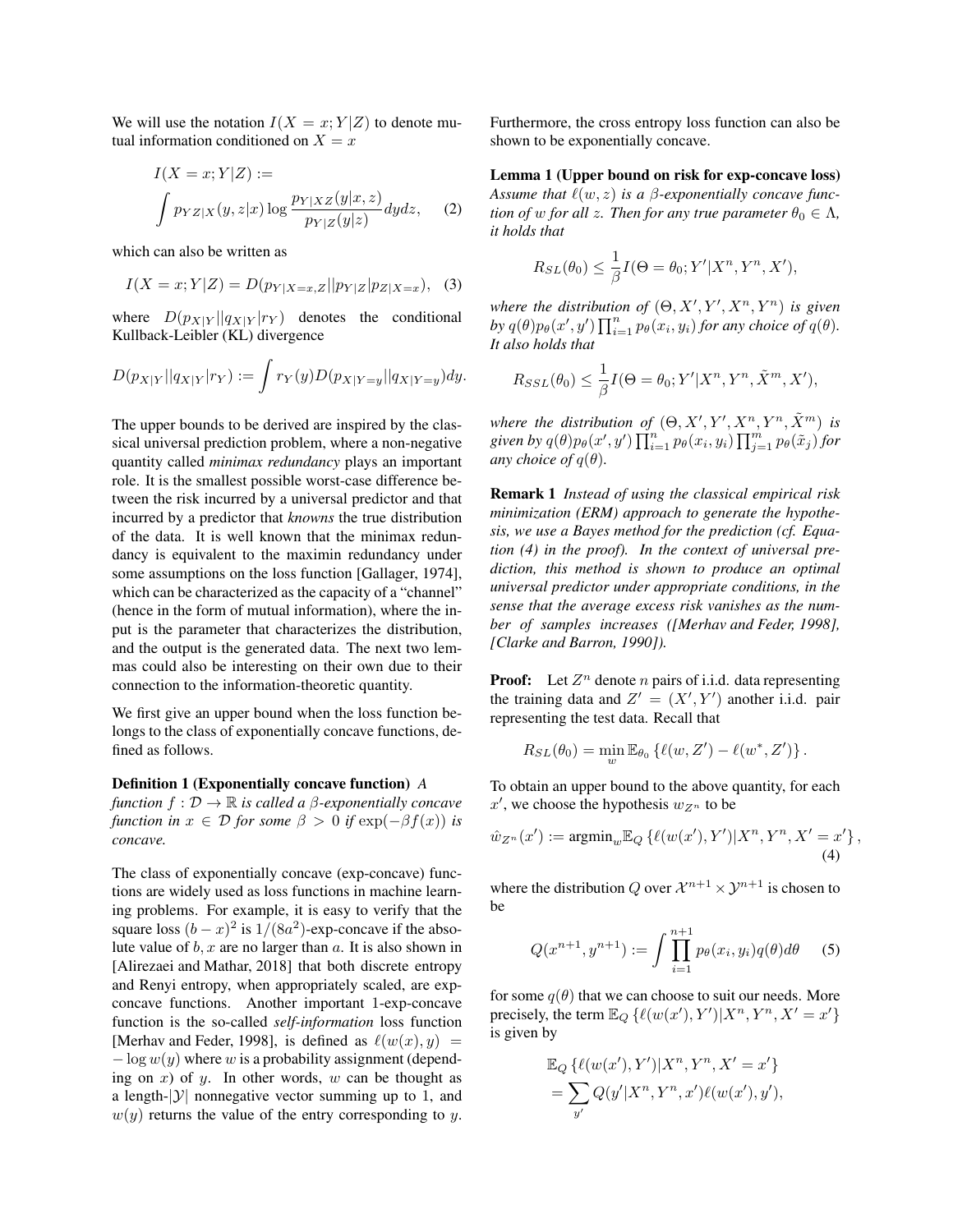We will use the notation $I(X = x; Y|Z)$ to denote mutual information conditioned on $X = x$

$$I(X = x; Y|Z) := \int p_{YZ|X}(y, z|x) \log \frac{p_{Y|XZ}(y|x, z)}{p_{Y|Z}(y|z)} dy dz, \quad (2)$$

which can also be written as

$$I(X = x; Y|Z) = D(p_{Y|X=x,Z} || p_{Y|Z} | p_{Z|X=x}), \quad (3)$$

where $D(p_{X|Y} || q_{X|Y} | r_Y)$ denotes the conditional Kullback-Leibler (KL) divergence

$$D(p_{X|Y} || q_{X|Y} | r_Y) := \int r_Y(y) D(p_{X|Y=y} || q_{X|Y=y}) dy.$$

The upper bounds to be derived are inspired by the classical universal prediction problem, where a non-negative quantity called *minimax redundancy* plays an important role. It is the smallest possible worst-case difference between the risk incurred by a universal predictor and that incurred by a predictor that *knowns* the true distribution of the data. It is well known that the minimax redundancy is equivalent to the maximin redundancy under some assumptions on the loss function [Gallager, 1974], which can be characterized as the capacity of a "channel" (hence in the form of mutual information), where the input is the parameter that characterizes the distribution, and the output is the generated data. The next two lemmas could also be interesting on their own due to their connection to the information-theoretic quantity.

We first give an upper bound when the loss function belongs to the class of exponentially concave functions, defined as follows.

**Definition 1 (Exponentially concave function)** *A function $f : \mathcal{D} \to \mathbb{R}$ is called a $\beta$-exponentially concave function in $x \in \mathcal{D}$ for some $\beta > 0$ if $\exp(-\beta f(x))$ is concave.*

The class of exponentially concave (exp-concave) functions are widely used as loss functions in machine learning problems. For example, it is easy to verify that the square loss $(b - x)^2$ is $1/(8a^2)$-exp-concave if the absolute value of $b, x$ are no larger than $a$. It is also shown in [Alirezaei and Mathar, 2018] that both discrete entropy and Renyi entropy, when appropriately scaled, are exp-concave functions. Another important 1-exp-concave function is the so-called *self-information* loss function [Merhav and Feder, 1998], is defined as $\ell(w(x), y) = -\log w(y)$ where $w$ is a probability assignment (depending on $x$) of $y$. In other words, $w$ can be thought as a length-$|\mathcal{Y}|$ nonnegative vector summing up to 1, and $w(y)$ returns the value of the entry corresponding to $y$. Furthermore, the cross entropy loss function can also be shown to be exponentially concave.

**Lemma 1 (Upper bound on risk for exp-concave loss)** *Assume that $\ell(w, z)$ is a $\beta$-exponentially concave function of $w$ for all $z$. Then for any true parameter $\theta_0 \in \Lambda$, it holds that*

$$R_{SL}(\theta_0) \leq \frac{1}{\beta} I(\Theta = \theta_0; Y'|X^n, Y^n, X'),$$

*where the distribution of $(\Theta, X', Y', X^n, Y^n)$ is given by $q(\theta)p_\theta(x', y') \prod_{i=1}^n p_\theta(x_i, y_i)$ for any choice of $q(\theta)$. It also holds that*

$$R_{SSL}(\theta_0) \leq \frac{1}{\beta} I(\Theta = \theta_0; Y'|X^n, Y^n, \tilde{X}^m, X'),$$

*where the distribution of $(\Theta, X', Y', X^n, Y^n, \tilde{X}^m)$ is given by $q(\theta)p_\theta(x', y') \prod_{i=1}^n p_\theta(x_i, y_i) \prod_{j=1}^m p_\theta(\tilde{x}_j)$ for any choice of $q(\theta)$.*

**Remark 1** *Instead of using the classical empirical risk minimization (ERM) approach to generate the hypothesis, we use a Bayes method for the prediction (cf. Equation (4) in the proof). In the context of universal prediction, this method is shown to produce an optimal universal predictor under appropriate conditions, in the sense that the average excess risk vanishes as the number of samples increases ([Merhav and Feder, 1998], [Clarke and Barron, 1990]).*

**Proof:** Let $Z^n$ denote $n$ pairs of i.i.d. data representing the training data and $Z' = (X', Y')$ another i.i.d. pair representing the test data. Recall that

$$R_{SL}(\theta_0) = \min_w \mathbb{E}_{\theta_0} \{\ell(w, Z') - \ell(w^*, Z')\}.$$

To obtain an upper bound to the above quantity, for each $x'$, we choose the hypothesis $w_{Z^n}$ to be

$$\hat{w}_{Z^n}(x') := \text{argmin}_w \mathbb{E}_Q \{\ell(w(x'), Y')|X^n, Y^n, X' = x'\}, \quad (4)$$

where the distribution $Q$ over $\mathcal{X}^{n+1} \times \mathcal{Y}^{n+1}$ is chosen to be

$$Q(x^{n+1}, y^{n+1}) := \int \prod_{i=1}^{n+1} p_\theta(x_i, y_i) q(\theta) d\theta \quad (5)$$

for some $q(\theta)$ that we can choose to suit our needs. More precisely, the term $\mathbb{E}_Q \{\ell(w(x'), Y')|X^n, Y^n, X' = x'\}$ is given by

$$\mathbb{E}_Q \{\ell(w(x'), Y')|X^n, Y^n, X' = x'\} = \sum_{y'} Q(y'|X^n, Y^n, x')\ell(w(x'), y'),$$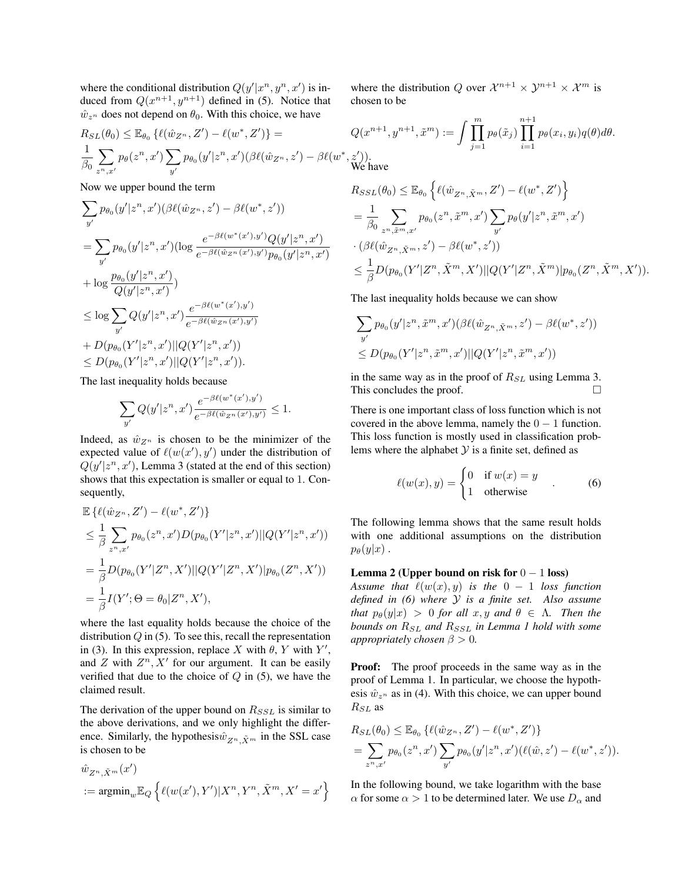where the conditional distribution $Q(y'|x^n, y^n, x')$ is induced from $Q(x^{n+1}, y^{n+1})$ defined in (5). Notice that $\hat{w}_{z^n}$ does not depend on $\theta_0$. With this choice, we have

$$R_{SL}(\theta_0) \leq \mathbb{E}_{\theta_0}\left\{\ell(\hat{w}_{Z^n}, Z') - \ell(w^*, Z')\right\} = \frac{1}{\beta_0}\sum_{z^n, x'} p_\theta(z^n, x') \sum_{y'} p_{\theta_0}(y'|z^n, x')(\beta\ell(\hat{w}_{Z^n}, z') - \beta\ell(w^*, z')).$$

Now we upper bound the term

$$\begin{aligned}
&\sum_{y'} p_{\theta_0}(y'|z^n, x')(\beta\ell(\hat{w}_{Z^n}, z') - \beta\ell(w^*, z')) \\
&= \sum_{y'} p_{\theta_0}(y'|z^n, x')(\log \frac{e^{-\beta\ell(w^*(x'), y')} Q(y'|z^n, x')}{e^{-\beta\ell(\hat{w}_{Z^n}(x'), y')} p_{\theta_0}(y'|z^n, x')} \\
&+ \log \frac{p_{\theta_0}(y'|z^n, x')}{Q(y'|z^n, x')}) \\
&\leq \log \sum_{y'} Q(y'|z^n, x') \frac{e^{-\beta\ell(w^*(x'), y')}}{e^{-\beta\ell(\hat{w}_{Z^n}(x'), y')}} \\
&+ D(p_{\theta_0}(Y'|z^n, x')||Q(Y'|z^n, x')) \\
&\leq D(p_{\theta_0}(Y'|z^n, x')||Q(Y'|z^n, x')).
\end{aligned}$$

The last inequality holds because

$$\sum_{y'} Q(y'|z^n, x') \frac{e^{-\beta\ell(w^*(x'), y')}}{e^{-\beta\ell(\hat{w}_{Z^n}(x'), y')}} \leq 1.$$

Indeed, as $\hat{w}_{Z^n}$ is chosen to be the minimizer of the expected value of $\ell(w(x'), y')$ under the distribution of $Q(y'|z^n, x')$, Lemma 3 (stated at the end of this section) shows that this expectation is smaller or equal to 1. Consequently,

$$\begin{aligned}
&\mathbb{E}\left\{\ell(\hat{w}_{Z^n}, Z') - \ell(w^*, Z')\right\} \\
&\leq \frac{1}{\beta}\sum_{z^n, x'} p_{\theta_0}(z^n, x') D(p_{\theta_0}(Y'|z^n, x')||Q(Y'|z^n, x')) \\
&= \frac{1}{\beta} D(p_{\theta_0}(Y'|Z^n, X')||Q(Y'|Z^n, X')|p_{\theta_0}(Z^n, X')) \\
&= \frac{1}{\beta} I(Y'; \Theta = \theta_0|Z^n, X'),
\end{aligned}$$

where the last equality holds because the choice of the distribution $Q$ in (5). To see this, recall the representation in (3). In this expression, replace $X$ with $\theta$, $Y$ with $Y'$, and $Z$ with $Z^n, X'$ for our argument. It can be easily verified that due to the choice of $Q$ in (5), we have the claimed result.

The derivation of the upper bound on $R_{SSL}$ is similar to the above derivations, and we only highlight the difference. Similarly, the hypothesis $\hat{w}_{Z^n, \tilde{X}^m}$ in the SSL case is chosen to be

$$\begin{aligned}
&\hat{w}_{Z^n, \tilde{X}^m}(x') \\
&:= \text{argmin}_w \mathbb{E}_Q\left\{\ell(w(x'), Y')|X^n, Y^n, \tilde{X}^m, X' = x'\right\}
\end{aligned}$$

where the distribution $Q$ over $\mathcal{X}^{n+1} \times \mathcal{Y}^{n+1} \times \mathcal{X}^m$ is chosen to be

$$Q(x^{n+1}, y^{n+1}, \tilde{x}^m) := \int \prod_{j=1}^m p_\theta(\tilde{x}_j) \prod_{i=1}^{n+1} p_\theta(x_i, y_i) q(\theta) d\theta.$$

We have

$$\begin{aligned}
&R_{SSL}(\theta_0) \leq \mathbb{E}_{\theta_0}\left\{\ell(\hat{w}_{Z^n, \tilde{X}^m}, Z') - \ell(w^*, Z')\right\} \\
&= \frac{1}{\beta_0}\sum_{z^n, \tilde{x}^m, x'} p_{\theta_0}(z^n, \tilde{x}^m, x') \sum_{y'} p_\theta(y'|z^n, \tilde{x}^m, x') \\
&\cdot (\beta\ell(\hat{w}_{Z^n, \tilde{X}^m}, z') - \beta\ell(w^*, z')) \\
&\leq \frac{1}{\beta} D(p_{\theta_0}(Y'|Z^n, \tilde{X}^m, X')||Q(Y'|Z^n, \tilde{X}^m)|p_{\theta_0}(Z^n, \tilde{X}^m, X')).
\end{aligned}$$

The last inequality holds because we can show

$$\begin{aligned}
&\sum_{y'} p_{\theta_0}(y'|z^n, \tilde{x}^m, x')(\beta\ell(\hat{w}_{Z^n, \tilde{X}^m}, z') - \beta\ell(w^*, z')) \\
&\leq D(p_{\theta_0}(Y'|z^n, \tilde{x}^m, x')||Q(Y'|z^n, \tilde{x}^m, x'))
\end{aligned}$$

in the same way as in the proof of $R_{SL}$ using Lemma 3. This concludes the proof. □

There is one important class of loss function which is not covered in the above lemma, namely the $0-1$ function. This loss function is mostly used in classification problems where the alphabet $\mathcal{Y}$ is a finite set, defined as

$$\ell(w(x), y) = \begin{cases} 0 & \text{if } w(x) = y \\ 1 & \text{otherwise} \end{cases}. \tag{6}$$

The following lemma shows that the same result holds with one additional assumptions on the distribution $p_\theta(y|x)$.

**Lemma 2 (Upper bound on risk for $0-1$ loss)** *Assume that $\ell(w(x), y)$ is the $0-1$ loss function defined in (6) where $\mathcal{Y}$ is a finite set. Also assume that $p_\theta(y|x) > 0$ for all $x, y$ and $\theta \in \Lambda$. Then the bounds on $R_{SL}$ and $R_{SSL}$ in Lemma 1 hold with some appropriately chosen $\beta > 0$.*

**Proof:** The proof proceeds in the same way as in the proof of Lemma 1. In particular, we choose the hypothesis $\hat{w}_{z^n}$ as in (4). With this choice, we can upper bound $R_{SL}$ as

$$\begin{aligned}
&R_{SL}(\theta_0) \leq \mathbb{E}_{\theta_0}\left\{\ell(\hat{w}_{Z^n}, Z') - \ell(w^*, Z')\right\} \\
&= \sum_{z^n, x'} p_{\theta_0}(z^n, x') \sum_{y'} p_{\theta_0}(y'|z^n, x')(\ell(\hat{w}, z') - \ell(w^*, z')).
\end{aligned}$$

In the following bound, we take logarithm with the base $\alpha$ for some $\alpha > 1$ to be determined later. We use $D_\alpha$ and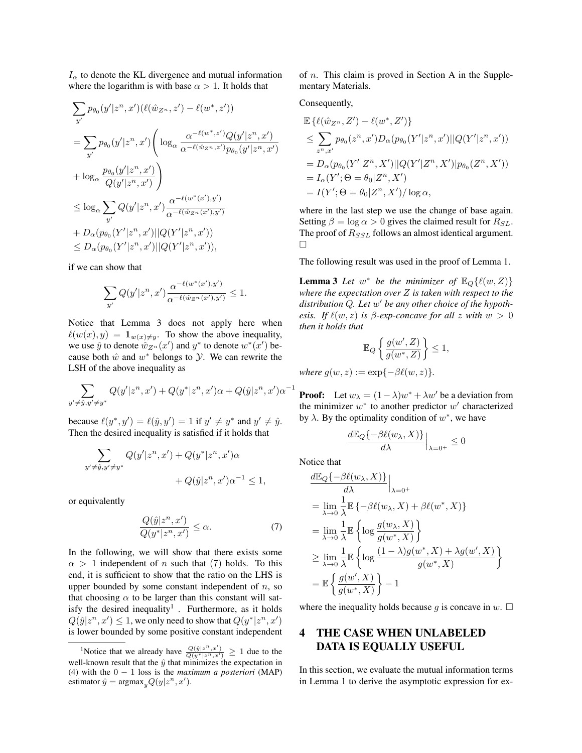$I_\alpha$ to denote the KL divergence and mutual information where the logarithm is with base $\alpha > 1$. It holds that

$$\begin{aligned}
&\sum_{y'} p_{\theta_0}(y'|z^n, x')(\ell(\hat{w}_{Z^n}, z') - \ell(w^*, z')) \\
&= \sum_{y'} p_{\theta_0}(y'|z^n, x') \Bigg( \log_\alpha \frac{\alpha^{-\ell(w^*, z')} Q(y'|z^n, x')}{\alpha^{-\ell(\hat{w}_{Z^n}, z')} p_{\theta_0}(y'|z^n, x')} \\
&+ \log_\alpha \frac{p_{\theta_0}(y'|z^n, x')}{Q(y'|z^n, x')} \Bigg) \\
&\leq \log_\alpha \sum_{y'} Q(y'|z^n, x') \frac{\alpha^{-\ell(w^*(x'), y')}}{\alpha^{-\ell(\hat{w}_{Z^n}(x'), y')}} \\
&+ D_\alpha(p_{\theta_0}(Y'|z^n, x') || Q(Y'|z^n, x')) \\
&\leq D_\alpha(p_{\theta_0}(Y'|z^n, x') || Q(Y'|z^n, x')),
\end{aligned}$$

if we can show that

$$\sum_{y'} Q(y'|z^n, x') \frac{\alpha^{-\ell(w^*(x'), y')}}{\alpha^{-\ell(\hat{w}_{Z^n}(x'), y')}} \leq 1.$$

Notice that Lemma 3 does not apply here when $\ell(w(x), y) = \mathbf{1}_{w(x) \neq y}$. To show the above inequality, we use $\hat{y}$ to denote $\hat{w}_{Z^n}(x')$ and $y^*$ to denote $w^*(x')$ because both $\hat{w}$ and $w^*$ belongs to $\mathcal{Y}$. We can rewrite the LSH of the above inequality as

$$\sum_{y' \neq \hat{y}, y' \neq y^*} Q(y'|z^n, x') + Q(y^*|z^n, x')\alpha + Q(\hat{y}|z^n, x')\alpha^{-1}$$

because $\ell(y^*, y') = \ell(\hat{y}, y') = 1$ if $y' \neq y^*$ and $y' \neq \hat{y}$. Then the desired inequality is satisfied if it holds that

$$\sum_{y' \neq \hat{y}, y' \neq y^*} Q(y'|z^n, x') + Q(y^*|z^n, x')\alpha + Q(\hat{y}|z^n, x')\alpha^{-1} \leq 1,$$

or equivalently

$$\frac{Q(\hat{y}|z^n, x')}{Q(y^*|z^n, x')} \leq \alpha. \tag{7}$$

In the following, we will show that there exists some $\alpha > 1$ independent of $n$ such that (7) holds. To this end, it is sufficient to show that the ratio on the LHS is upper bounded by some constant independent of $n$, so that choosing $\alpha$ to be larger than this constant will satisfy the desired inequality[1]. Furthermore, as it holds $Q(\hat{y}|z^n, x') \leq 1$, we only need to show that $Q(y^*|z^n, x')$ is lower bounded by some positive constant independent of $n$. This claim is proved in Section A in the Supplementary Materials.

[1] Notice that we already have $\frac{Q(\hat{y}|z^n, x')}{Q(y^*|z^n, x')} \geq 1$ due to the well-known result that the $\hat{y}$ that minimizes the expectation in (4) with the $0-1$ loss is the *maximum a posteriori* (MAP) estimator $\hat{y} = \operatorname{argmax}_y Q(y|z^n, x')$.

Consequently,

$$\begin{aligned}
&\mathbb{E}\left\{\ell(\hat{w}_{Z^n}, Z') - \ell(w^*, Z')\right\} \\
&\leq \sum_{z^n, x'} p_{\theta_0}(z^n, x') D_\alpha(p_{\theta_0}(Y'|z^n, x') || Q(Y'|z^n, x')) \\
&= D_\alpha(p_{\theta_0}(Y'|Z^n, X') || Q(Y'|Z^n, X') | p_{\theta_0}(Z^n, X')) \\
&= I_\alpha(Y'; \Theta = \theta_0 | Z^n, X') \\
&= I(Y'; \Theta = \theta_0 | Z^n, X') / \log \alpha,
\end{aligned}$$

where in the last step we use the change of base again. Setting $\beta = \log \alpha > 0$ gives the claimed result for $R_{SL}$. The proof of $R_{SSL}$ follows an almost identical argument. $\square$

The following result was used in the proof of Lemma 1.

**Lemma 3** *Let $w^*$ be the minimizer of $\mathbb{E}_Q\{\ell(w, Z)\}$ where the expectation over $Z$ is taken with respect to the distribution $Q$. Let $w'$ be any other choice of the hypothesis. If $\ell(w, z)$ is $\beta$-exp-concave for all $z$ with $w > 0$ then it holds that*

$$\mathbb{E}_Q\left\{\frac{g(w', Z)}{g(w^*, Z)}\right\} \leq 1,$$

*where $g(w, z) := \exp\{-\beta \ell(w, z)\}$.*

**Proof:** Let $w_\lambda = (1-\lambda)w^* + \lambda w'$ be a deviation from the minimizer $w^*$ to another predictor $w'$ characterized by $\lambda$. By the optimality condition of $w^*$, we have

$$\frac{d\mathbb{E}_Q\{-\beta \ell(w_\lambda, X)\}}{d\lambda}\Big|_{\lambda=0^+} \leq 0$$

Notice that

$$\begin{aligned}
&\frac{d\mathbb{E}_Q\{-\beta \ell(w_\lambda, X)\}}{d\lambda}\Big|_{\lambda=0^+} \\
&= \lim_{\lambda \to 0} \frac{1}{\lambda} \mathbb{E}\left\{-\beta \ell(w_\lambda, X) + \beta \ell(w^*, X)\right\} \\
&= \lim_{\lambda \to 0} \frac{1}{\lambda} \mathbb{E}\left\{\log \frac{g(w_\lambda, X)}{g(w^*, X)}\right\} \\
&\geq \lim_{\lambda \to 0} \frac{1}{\lambda} \mathbb{E}\left\{\log \frac{(1-\lambda) g(w^*, X) + \lambda g(w', X)}{g(w^*, X)}\right\} \\
&= \mathbb{E}\left\{\frac{g(w', X)}{g(w^*, X)}\right\} - 1
\end{aligned}$$

where the inequality holds because $g$ is concave in $w$. $\square$

## 4 THE CASE WHEN UNLABELED DATA IS EQUALLY USEFUL

In this section, we evaluate the mutual information terms in Lemma 1 to derive the asymptotic expression for ex-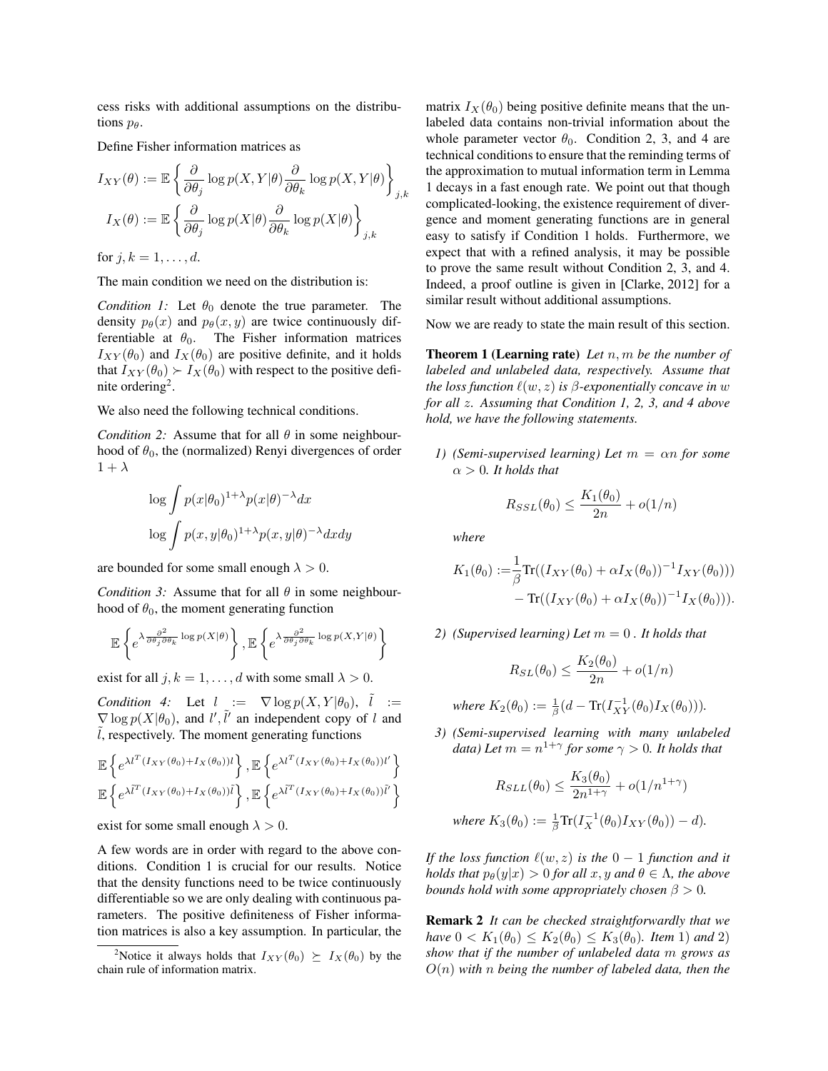cess risks with additional assumptions on the distributions $p_\theta$.

Define Fisher information matrices as

$$I_{XY}(\theta) := \mathbb{E}\left\{\frac{\partial}{\partial\theta_j}\log p(X,Y|\theta)\frac{\partial}{\partial\theta_k}\log p(X,Y|\theta)\right\}_{j,k}$$

$$I_X(\theta) := \mathbb{E}\left\{\frac{\partial}{\partial\theta_j}\log p(X|\theta)\frac{\partial}{\partial\theta_k}\log p(X|\theta)\right\}_{j,k}$$

for $j,k = 1,\ldots,d$.

The main condition we need on the distribution is:

*Condition 1:* Let $\theta_0$ denote the true parameter. The density $p_\theta(x)$ and $p_\theta(x,y)$ are twice continuously differentiable at $\theta_0$. The Fisher information matrices $I_{XY}(\theta_0)$ and $I_X(\theta_0)$ are positive definite, and it holds that $I_{XY}(\theta_0) \succ I_X(\theta_0)$ with respect to the positive definite ordering[2].

We also need the following technical conditions.

*Condition 2:* Assume that for all $\theta$ in some neighbourhood of $\theta_0$, the (normalized) Renyi divergences of order $1+\lambda$

$$\log\int p(x|\theta_0)^{1+\lambda}p(x|\theta)^{-\lambda}dx$$

$$\log\int p(x,y|\theta_0)^{1+\lambda}p(x,y|\theta)^{-\lambda}dxdy$$

are bounded for some small enough $\lambda > 0$.

*Condition 3:* Assume that for all $\theta$ in some neighbourhood of $\theta_0$, the moment generating function

$$\mathbb{E}\left\{e^{\lambda\frac{\partial^2}{\partial\theta_j\partial\theta_k}\log p(X|\theta)}\right\}, \mathbb{E}\left\{e^{\lambda\frac{\partial^2}{\partial\theta_j\partial\theta_k}\log p(X,Y|\theta)}\right\}$$

exist for all $j,k = 1,\ldots,d$ with some small $\lambda > 0$.

*Condition 4:* Let $l := \nabla\log p(X,Y|\theta_0)$, $\tilde{l} := \nabla\log p(X|\theta_0)$, and $l', \tilde{l}'$ an independent copy of $l$ and $\tilde{l}$, respectively. The moment generating functions

$$\mathbb{E}\left\{e^{\lambda l^T(I_{XY}(\theta_0)+I_X(\theta_0))l}\right\}, \mathbb{E}\left\{e^{\lambda l^T(I_{XY}(\theta_0)+I_X(\theta_0))l'}\right\}$$

$$\mathbb{E}\left\{e^{\lambda \tilde{l}^T(I_{XY}(\theta_0)+I_X(\theta_0))\tilde{l}}\right\}, \mathbb{E}\left\{e^{\lambda \tilde{l}^T(I_{XY}(\theta_0)+I_X(\theta_0))\tilde{l}'}\right\}$$

exist for some small enough $\lambda > 0$.

A few words are in order with regard to the above conditions. Condition 1 is crucial for our results. Notice that the density functions need to be twice continuously differentiable so we are only dealing with continuous parameters. The positive definiteness of Fisher information matrices is also a key assumption. In particular, the matrix $I_X(\theta_0)$ being positive definite means that the unlabeled data contains non-trivial information about the whole parameter vector $\theta_0$. Condition 2, 3, and 4 are technical conditions to ensure that the reminding terms of the approximation to mutual information term in Lemma 1 decays in a fast enough rate. We point out that though complicated-looking, the existence requirement of divergence and moment generating functions are in general easy to satisfy if Condition 1 holds. Furthermore, we expect that with a refined analysis, it may be possible to prove the same result without Condition 2, 3, and 4. Indeed, a proof outline is given in [Clarke, 2012] for a similar result without additional assumptions.

Now we are ready to state the main result of this section.

**Theorem 1 (Learning rate)** *Let $n, m$ be the number of labeled and unlabeled data, respectively. Assume that the loss function $\ell(w,z)$ is $\beta$-exponentially concave in $w$ for all $z$. Assuming that Condition 1, 2, 3, and 4 above hold, we have the following statements.*

1) *(Semi-supervised learning) Let $m = \alpha n$ for some $\alpha > 0$. It holds that*

$$R_{SSL}(\theta_0) \le \frac{K_1(\theta_0)}{2n} + o(1/n)$$

*where*

$$K_1(\theta_0) := \frac{1}{\beta}\text{Tr}((I_{XY}(\theta_0)+\alpha I_X(\theta_0))^{-1}I_{XY}(\theta_0))) - \text{Tr}((I_{XY}(\theta_0)+\alpha I_X(\theta_0))^{-1}I_X(\theta_0))).$$

2) *(Supervised learning) Let $m = 0$ . It holds that*

$$R_{SL}(\theta_0) \le \frac{K_2(\theta_0)}{2n} + o(1/n)$$

*where $K_2(\theta_0) := \frac{1}{\beta}(d - \text{Tr}(I_{XY}^{-1}(\theta_0)I_X(\theta_0)))$.*

3) *(Semi-supervised learning with many unlabeled data) Let $m = n^{1+\gamma}$ for some $\gamma > 0$. It holds that*

$$R_{SLL}(\theta_0) \le \frac{K_3(\theta_0)}{2n^{1+\gamma}} + o(1/n^{1+\gamma})$$

*where $K_3(\theta_0) := \frac{1}{\beta}\text{Tr}(I_X^{-1}(\theta_0)I_{XY}(\theta_0)) - d)$.*

*If the loss function $\ell(w,z)$ is the $0-1$ function and it holds that $p_\theta(y|x) > 0$ for all $x, y$ and $\theta \in \Lambda$, the above bounds hold with some appropriately chosen $\beta > 0$.*

**Remark 2** *It can be checked straightforwardly that we have $0 < K_1(\theta_0) \le K_2(\theta_0) \le K_3(\theta_0)$. Item 1) and 2) show that if the number of unlabeled data $m$ grows as $O(n)$ with $n$ being the number of labeled data, then the*

[2] Notice it always holds that $I_{XY}(\theta_0) \succeq I_X(\theta_0)$ by the chain rule of information matrix.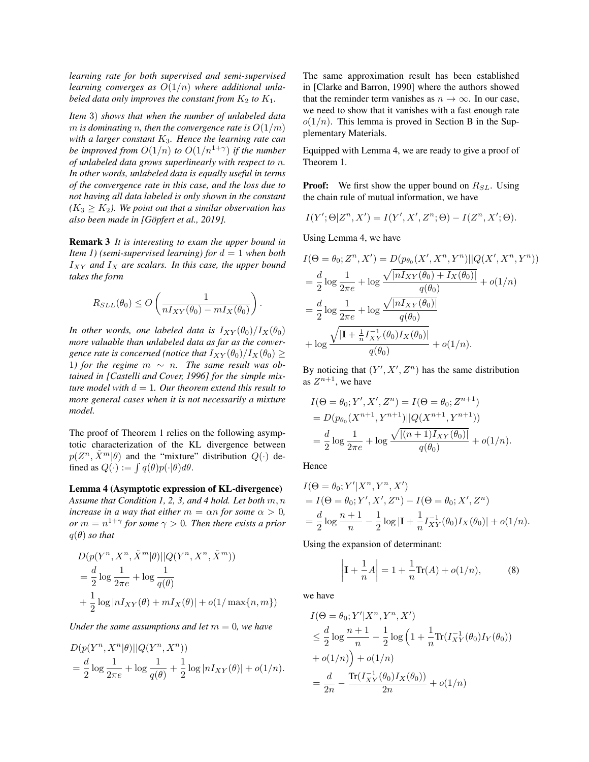*learning rate for both supervised and semi-supervised learning converges as $O(1/n)$ where additional unlabeled data only improves the constant from $K_2$ to $K_1$.*

*Item 3) shows that when the number of unlabeled data $m$ is dominating $n$, then the convergence rate is $O(1/m)$ with a larger constant $K_3$. Hence the learning rate can be improved from $O(1/n)$ to $O(1/n^{1+\gamma})$ if the number of unlabeled data grows superlinearly with respect to $n$. In other words, unlabeled data is equally useful in terms of the convergence rate in this case, and the loss due to not having all data labeled is only shown in the constant ($K_3 \geq K_2$). We point out that a similar observation has also been made in [Göpfert et al., 2019].*

**Remark 3** *It is interesting to exam the upper bound in Item 1) (semi-supervised learning) for $d = 1$ when both $I_{XY}$ and $I_X$ are scalars. In this case, the upper bound takes the form*

$$R_{SLL}(\theta_0) \leq O\left(\frac{1}{nI_{XY}(\theta_0) - mI_X(\theta_0)}\right).$$

*In other words, one labeled data is $I_{XY}(\theta_0)/I_X(\theta_0)$ more valuable than unlabeled data as far as the convergence rate is concerned (notice that $I_{XY}(\theta_0)/I_X(\theta_0) \geq 1$) for the regime $m \sim n$. The same result was obtained in [Castelli and Cover, 1996] for the simple mixture model with $d = 1$. Our theorem extend this result to more general cases when it is not necessarily a mixture model.*

The proof of Theorem 1 relies on the following asymptotic characterization of the KL divergence between $p(Z^n, \tilde{X}^m|\theta)$ and the "mixture" distribution $Q(\cdot)$ defined as $Q(\cdot) := \int q(\theta)p(\cdot|\theta)d\theta$.

**Lemma 4 (Asymptotic expression of KL-divergence)** *Assume that Condition 1, 2, 3, and 4 hold. Let both $m, n$ increase in a way that either $m = \alpha n$ for some $\alpha > 0$, or $m = n^{1+\gamma}$ for some $\gamma > 0$. Then there exists a prior $q(\theta)$ so that*

$$\begin{aligned}
&D(p(Y^n, X^n, \tilde{X}^m|\theta)||Q(Y^n, X^n, \tilde{X}^m)) \\
&= \frac{d}{2}\log\frac{1}{2\pi e} + \log\frac{1}{q(\theta)} \\
&+ \frac{1}{2}\log|nI_{XY}(\theta) + mI_X(\theta)| + o(1/\max\{n, m\})
\end{aligned}$$

*Under the same assumptions and let $m = 0$, we have*

$$\begin{aligned}
&D(p(Y^n, X^n|\theta)||Q(Y^n, X^n)) \\
&= \frac{d}{2}\log\frac{1}{2\pi e} + \log\frac{1}{q(\theta)} + \frac{1}{2}\log|nI_{XY}(\theta)| + o(1/n).
\end{aligned}$$

The same approximation result has been established in [Clarke and Barron, 1990] where the authors showed that the reminder term vanishes as $n \to \infty$. In our case, we need to show that it vanishes with a fast enough rate $o(1/n)$. This lemma is proved in Section B in the Supplementary Materials.

Equipped with Lemma 4, we are ready to give a proof of Theorem 1.

**Proof:** We first show the upper bound on $R_{SL}$. Using the chain rule of mutual information, we have

$$I(Y'; \Theta|Z^n, X') = I(Y', X', Z^n; \Theta) - I(Z^n, X'; \Theta).$$

Using Lemma 4, we have

$$\begin{aligned}
&I(\Theta = \theta_0; Z^n, X') = D(p_{\theta_0}(X', X^n, Y^n)||Q(X', X^n, Y^n)) \\
&= \frac{d}{2}\log\frac{1}{2\pi e} + \log\frac{\sqrt{|nI_{XY}(\theta_0) + I_X(\theta_0)|}}{q(\theta_0)} + o(1/n) \\
&= \frac{d}{2}\log\frac{1}{2\pi e} + \log\frac{\sqrt{|nI_{XY}(\theta_0)|}}{q(\theta_0)} \\
&+ \log\frac{\sqrt{|\mathbf{I} + \frac{1}{n}I_{XY}^{-1}(\theta_0)I_X(\theta_0)|}}{q(\theta_0)} + o(1/n).
\end{aligned}$$

By noticing that $(Y', X', Z^n)$ has the same distribution as $Z^{n+1}$, we have

$$\begin{aligned}
&I(\Theta = \theta_0; Y', X', Z^n) = I(\Theta = \theta_0; Z^{n+1}) \\
&= D(p_{\theta_0}(X^{n+1}, Y^{n+1})||Q(X^{n+1}, Y^{n+1})) \\
&= \frac{d}{2}\log\frac{1}{2\pi e} + \log\frac{\sqrt{|(n+1)I_{XY}(\theta_0)|}}{q(\theta_0)} + o(1/n).
\end{aligned}$$

Hence

$$\begin{aligned}
&I(\Theta = \theta_0; Y'|X^n, Y^n, X') \\
&= I(\Theta = \theta_0; Y', X', Z^n) - I(\Theta = \theta_0; X', Z^n) \\
&= \frac{d}{2}\log\frac{n+1}{n} - \frac{1}{2}\log|\mathbf{I} + \frac{1}{n}I_{XY}^{-1}(\theta_0)I_X(\theta_0)| + o(1/n).
\end{aligned}$$

Using the expansion of determinant:

$$\left|\mathbf{I} + \frac{1}{n}A\right| = 1 + \frac{1}{n}\text{Tr}(A) + o(1/n), \tag{8}$$

we have

$$\begin{aligned}
&I(\Theta = \theta_0; Y'|X^n, Y^n, X') \\
&\leq \frac{d}{2}\log\frac{n+1}{n} - \frac{1}{2}\log\Big(1 + \frac{1}{n}\text{Tr}(I_{XY}^{-1}(\theta_0)I_Y(\theta_0)) \\
&+ o(1/n)\Big) + o(1/n) \\
&= \frac{d}{2n} - \frac{\text{Tr}(I_{XY}^{-1}(\theta_0)I_X(\theta_0))}{2n} + o(1/n)
\end{aligned}$$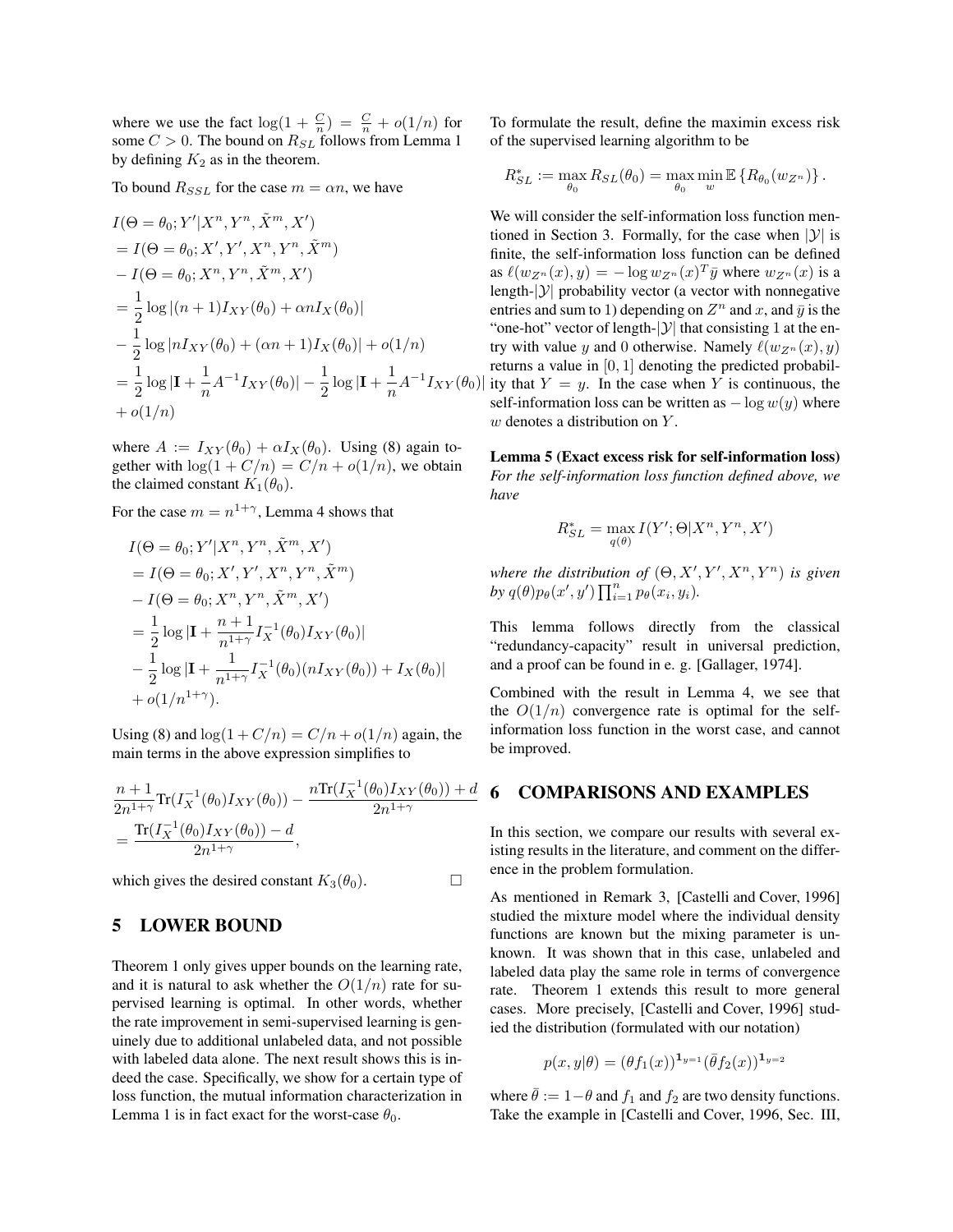where we use the fact $\log(1+\frac{C}{n}) = \frac{C}{n} + o(1/n)$ for some $C > 0$. The bound on $R_{SL}$ follows from Lemma 1 by defining $K_2$ as in the theorem.

To bound $R_{SSL}$ for the case $m = \alpha n$, we have

$$
\begin{aligned}
& I(\Theta = \theta_0; Y' | X^n, Y^n, \tilde{X}^m, X') \\
&= I(\Theta = \theta_0; X', Y', X^n, Y^n, \tilde{X}^m) \\
&- I(\Theta = \theta_0; X^n, Y^n, \tilde{X}^m, X') \\
&= \frac{1}{2}\log|(n+1)I_{XY}(\theta_0) + \alpha n I_X(\theta_0)| \\
&- \frac{1}{2}\log|n I_{XY}(\theta_0) + (\alpha n + 1) I_X(\theta_0)| + o(1/n) \\
&= \frac{1}{2}\log|\mathbf{I} + \frac{1}{n}A^{-1}I_{XY}(\theta_0)| - \frac{1}{2}\log|\mathbf{I} + \frac{1}{n}A^{-1}I_{XY}(\theta_0)| \\
&+ o(1/n)
\end{aligned}
$$

where $A := I_{XY}(\theta_0) + \alpha I_X(\theta_0)$. Using (8) again together with $\log(1 + C/n) = C/n + o(1/n)$, we obtain the claimed constant $K_1(\theta_0)$.

For the case $m = n^{1+\gamma}$, Lemma 4 shows that

$$
\begin{aligned}
& I(\Theta = \theta_0; Y' | X^n, Y^n, \tilde{X}^m, X') \\
&= I(\Theta = \theta_0; X', Y', X^n, Y^n, \tilde{X}^m) \\
&- I(\Theta = \theta_0; X^n, Y^n, \tilde{X}^m, X') \\
&= \frac{1}{2}\log|\mathbf{I} + \frac{n+1}{n^{1+\gamma}} I_X^{-1}(\theta_0) I_{XY}(\theta_0)| \\
&- \frac{1}{2}\log|\mathbf{I} + \frac{1}{n^{1+\gamma}} I_X^{-1}(\theta_0)(n I_{XY}(\theta_0)) + I_X(\theta_0)| \\
&+ o(1/n^{1+\gamma}).
\end{aligned}
$$

Using (8) and $\log(1 + C/n) = C/n + o(1/n)$ again, the main terms in the above expression simplifies to

$$
\begin{aligned}
& \frac{n+1}{2n^{1+\gamma}}\mathrm{Tr}(I_X^{-1}(\theta_0)I_{XY}(\theta_0)) - \frac{n\mathrm{Tr}(I_X^{-1}(\theta_0)I_{XY}(\theta_0)) + d}{2n^{1+\gamma}} \\
&= \frac{\mathrm{Tr}(I_X^{-1}(\theta_0)I_{XY}(\theta_0)) - d}{2n^{1+\gamma}},
\end{aligned}
$$

which gives the desired constant $K_3(\theta_0)$. $\square$

## 5 LOWER BOUND

Theorem 1 only gives upper bounds on the learning rate, and it is natural to ask whether the $O(1/n)$ rate for supervised learning is optimal. In other words, whether the rate improvement in semi-supervised learning is genuinely due to additional unlabeled data, and not possible with labeled data alone. The next result shows this is indeed the case. Specifically, we show for a certain type of loss function, the mutual information characterization in Lemma 1 is in fact exact for the worst-case $\theta_0$.

To formulate the result, define the maximin excess risk of the supervised learning algorithm to be

$$
R_{SL}^* := \max_{\theta_0} R_{SL}(\theta_0) = \max_{\theta_0}\min_{w} \mathbb{E}\left\{R_{\theta_0}(w_{Z^n})\right\}.
$$

We will consider the self-information loss function mentioned in Section 3. Formally, for the case when $|\mathcal{Y}|$ is finite, the self-information loss function can be defined as $\ell(w_{Z^n}(x), y) = -\log w_{Z^n}(x)^T\bar{y}$ where $w_{Z^n}(x)$ is a length-$|\mathcal{Y}|$ probability vector (a vector with nonnegative entries and sum to 1) depending on $Z^n$ and $x$, and $\bar{y}$ is the "one-hot" vector of length-$|\mathcal{Y}|$ that consisting 1 at the entry with value $y$ and 0 otherwise. Namely $\ell(w_{Z^n}(x), y)$ returns a value in $[0,1]$ denoting the predicted probability that $Y = y$. In the case when $Y$ is continuous, the self-information loss can be written as $-\log w(y)$ where $w$ denotes a distribution on $Y$.

**Lemma 5 (Exact excess risk for self-information loss)** *For the self-information loss function defined above, we have*

$$
R_{SL}^* = \max_{q(\theta)} I(Y'; \Theta | X^n, Y^n, X')
$$

*where the distribution of $(\Theta, X', Y', X^n, Y^n)$ is given by $q(\theta)p_\theta(x', y')\prod_{i=1}^n p_\theta(x_i, y_i)$.*

This lemma follows directly from the classical "redundancy-capacity" result in universal prediction, and a proof can be found in e. g. [Gallager, 1974].

Combined with the result in Lemma 4, we see that the $O(1/n)$ convergence rate is optimal for the self-information loss function in the worst case, and cannot be improved.

## 6 COMPARISONS AND EXAMPLES

In this section, we compare our results with several existing results in the literature, and comment on the difference in the problem formulation.

As mentioned in Remark 3, [Castelli and Cover, 1996] studied the mixture model where the individual density functions are known but the mixing parameter is unknown. It was shown that in this case, unlabeled and labeled data play the same role in terms of convergence rate. Theorem 1 extends this result to more general cases. More precisely, [Castelli and Cover, 1996] studied the distribution (formulated with our notation)

$$
p(x, y|\theta) = (\theta f_1(x))^{\mathbf{1}_{y=1}}(\bar{\theta} f_2(x))^{\mathbf{1}_{y=2}}
$$

where $\bar{\theta} := 1 - \theta$ and $f_1$ and $f_2$ are two density functions. Take the example in [Castelli and Cover, 1996, Sec. III,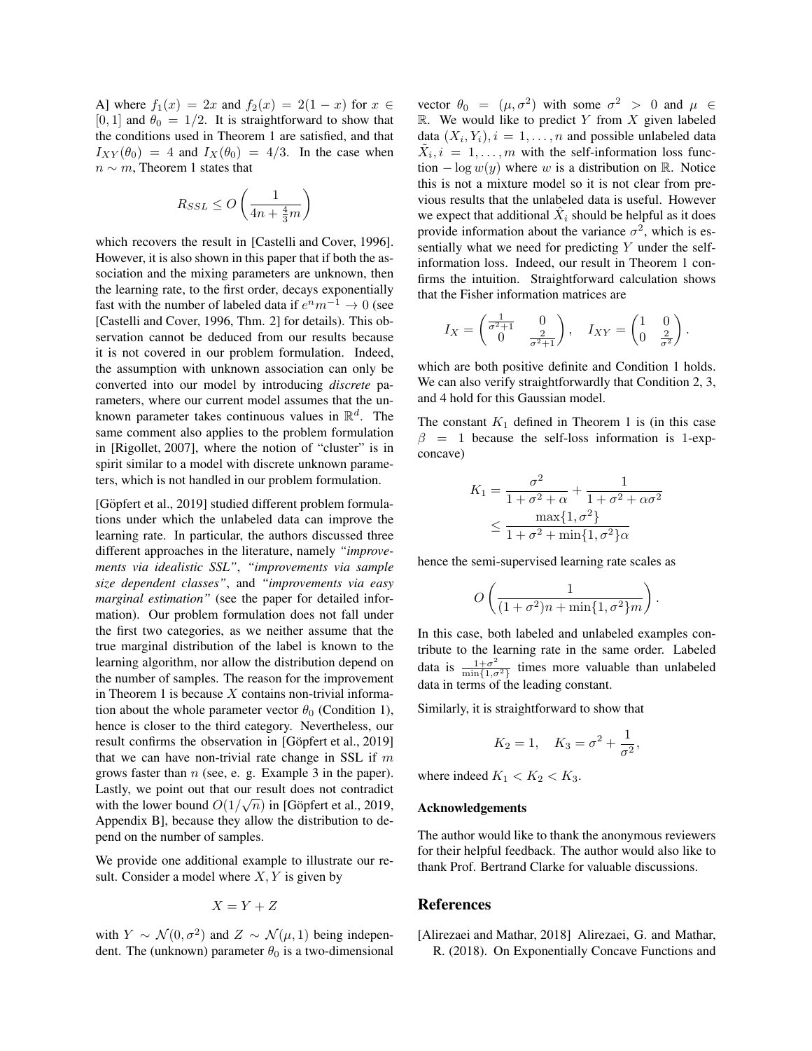A] where $f_1(x) = 2x$ and $f_2(x) = 2(1-x)$ for $x \in [0,1]$ and $\theta_0 = 1/2$. It is straightforward to show that the conditions used in Theorem 1 are satisfied, and that $I_{XY}(\theta_0) = 4$ and $I_X(\theta_0) = 4/3$. In the case when $n \sim m$, Theorem 1 states that

$$R_{SSL} \leq O\left(\frac{1}{4n + \frac{4}{3}m}\right)$$

which recovers the result in [Castelli and Cover, 1996]. However, it is also shown in this paper that if both the association and the mixing parameters are unknown, then the learning rate, to the first order, decays exponentially fast with the number of labeled data if $e^n m^{-1} \to 0$ (see [Castelli and Cover, 1996, Thm. 2] for details). This observation cannot be deduced from our results because it is not covered in our problem formulation. Indeed, the assumption with unknown association can only be converted into our model by introducing *discrete* parameters, where our current model assumes that the unknown parameter takes continuous values in $\mathbb{R}^d$. The same comment also applies to the problem formulation in [Rigollet, 2007], where the notion of "cluster" is in spirit similar to a model with discrete unknown parameters, which is not handled in our problem formulation.

[Göpfert et al., 2019] studied different problem formulations under which the unlabeled data can improve the learning rate. In particular, the authors discussed three different approaches in the literature, namely *"improvements via idealistic SSL"*, *"improvements via sample size dependent classes"*, and *"improvements via easy marginal estimation"* (see the paper for detailed information). Our problem formulation does not fall under the first two categories, as we neither assume that the true marginal distribution of the label is known to the learning algorithm, nor allow the distribution depend on the number of samples. The reason for the improvement in Theorem 1 is because $X$ contains non-trivial information about the whole parameter vector $\theta_0$ (Condition 1), hence is closer to the third category. Nevertheless, our result confirms the observation in [Göpfert et al., 2019] that we can have non-trivial rate change in SSL if $m$ grows faster than $n$ (see, e. g. Example 3 in the paper). Lastly, we point out that our result does not contradict with the lower bound $O(1/\sqrt{n})$ in [Göpfert et al., 2019, Appendix B], because they allow the distribution to depend on the number of samples.

We provide one additional example to illustrate our result. Consider a model where $X, Y$ is given by

$$X = Y + Z$$

with $Y \sim \mathcal{N}(0, \sigma^2)$ and $Z \sim \mathcal{N}(\mu, 1)$ being independent. The (unknown) parameter $\theta_0$ is a two-dimensional vector $\theta_0 = (\mu, \sigma^2)$ with some $\sigma^2 > 0$ and $\mu \in \mathbb{R}$. We would like to predict $Y$ from $X$ given labeled data $(X_i, Y_i), i = 1, \ldots, n$ and possible unlabeled data $\tilde{X}_i, i = 1, \ldots, m$ with the self-information loss function $-\log w(y)$ where $w$ is a distribution on $\mathbb{R}$. Notice this is not a mixture model so it is not clear from previous results that the unlabeled data is useful. However we expect that additional $\hat{X}_i$ should be helpful as it does provide information about the variance $\sigma^2$, which is essentially what we need for predicting $Y$ under the self-information loss. Indeed, our result in Theorem 1 confirms the intuition. Straightforward calculation shows that the Fisher information matrices are

$$I_X = \begin{pmatrix} \frac{1}{\sigma^2+1} & 0 \\ 0 & \frac{2}{\sigma^2+1} \end{pmatrix}, \quad I_{XY} = \begin{pmatrix} 1 & 0 \\ 0 & \frac{2}{\sigma^2} \end{pmatrix}.$$

which are both positive definite and Condition 1 holds. We can also verify straightforwardly that Condition 2, 3, and 4 hold for this Gaussian model.

The constant $K_1$ defined in Theorem 1 is (in this case $\beta = 1$ because the self-loss information is 1-exp-concave)

$$\begin{aligned} K_1 &= \frac{\sigma^2}{1 + \sigma^2 + \alpha} + \frac{1}{1 + \sigma^2 + \alpha\sigma^2} \\ &\leq \frac{\max\{1, \sigma^2\}}{1 + \sigma^2 + \min\{1, \sigma^2\}\alpha} \end{aligned}$$

hence the semi-supervised learning rate scales as

$$O\left(\frac{1}{(1+\sigma^2)n + \min\{1, \sigma^2\}m}\right).$$

In this case, both labeled and unlabeled examples contribute to the learning rate in the same order. Labeled data is $\frac{1+\sigma^2}{\min\{1,\sigma^2\}}$ times more valuable than unlabeled data in terms of the leading constant.

Similarly, it is straightforward to show that

$$K_2 = 1, \quad K_3 = \sigma^2 + \frac{1}{\sigma^2},$$

where indeed $K_1 < K_2 < K_3$.

### Acknowledgements

The author would like to thank the anonymous reviewers for their helpful feedback. The author would also like to thank Prof. Bertrand Clarke for valuable discussions.

## References

[Alirezaei and Mathar, 2018] Alirezaei, G. and Mathar, R. (2018). On Exponentially Concave Functions and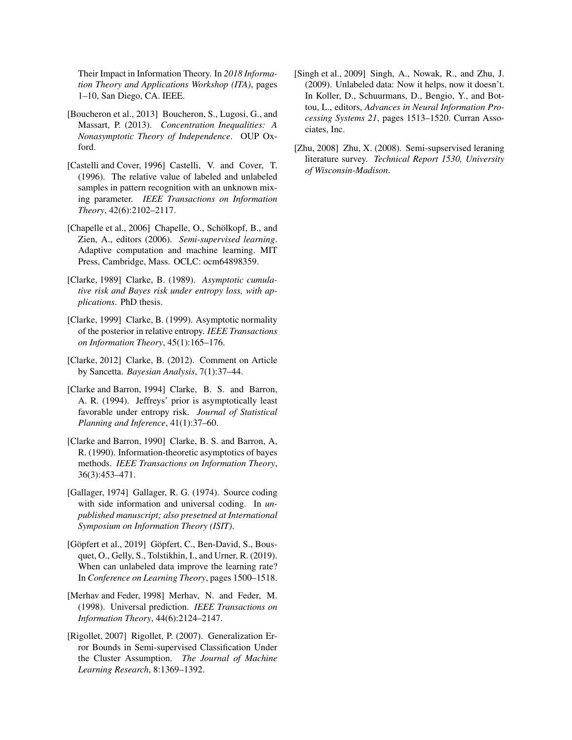Their Impact in Information Theory. In *2018 Information Theory and Applications Workshop (ITA)*, pages 1–10, San Diego, CA. IEEE.

[Boucheron et al., 2013] Boucheron, S., Lugosi, G., and Massart, P. (2013). *Concentration Inequalities: A Nonasymptotic Theory of Independence*. OUP Oxford.

[Castelli and Cover, 1996] Castelli, V. and Cover, T. (1996). The relative value of labeled and unlabeled samples in pattern recognition with an unknown mixing parameter. *IEEE Transactions on Information Theory*, 42(6):2102–2117.

[Chapelle et al., 2006] Chapelle, O., Schölkopf, B., and Zien, A., editors (2006). *Semi-supervised learning*. Adaptive computation and machine learning. MIT Press, Cambridge, Mass. OCLC: ocm64898359.

[Clarke, 1989] Clarke, B. (1989). *Asymptotic cumulative risk and Bayes risk under entropy loss, with applications*. PhD thesis.

[Clarke, 1999] Clarke, B. (1999). Asymptotic normality of the posterior in relative entropy. *IEEE Transactions on Information Theory*, 45(1):165–176.

[Clarke, 2012] Clarke, B. (2012). Comment on Article by Sancetta. *Bayesian Analysis*, 7(1):37–44.

[Clarke and Barron, 1994] Clarke, B. S. and Barron, A. R. (1994). Jeffreys' prior is asymptotically least favorable under entropy risk. *Journal of Statistical Planning and Inference*, 41(1):37–60.

[Clarke and Barron, 1990] Clarke, B. S. and Barron, A, R. (1990). Information-theoretic asymptotics of bayes methods. *IEEE Transactions on Information Theory*, 36(3):453–471.

[Gallager, 1974] Gallager, R. G. (1974). Source coding with side information and universal coding. In *unpublished manuscript; also presetned at International Symposium on Information Theory (ISIT)*.

[Göpfert et al., 2019] Göpfert, C., Ben-David, S., Bousquet, O., Gelly, S., Tolstikhin, I., and Urner, R. (2019). When can unlabeled data improve the learning rate? In *Conference on Learning Theory*, pages 1500–1518.

[Merhav and Feder, 1998] Merhav, N. and Feder, M. (1998). Universal prediction. *IEEE Transactions on Information Theory*, 44(6):2124–2147.

[Rigollet, 2007] Rigollet, P. (2007). Generalization Error Bounds in Semi-supervised Classification Under the Cluster Assumption. *The Journal of Machine Learning Research*, 8:1369–1392.

[Singh et al., 2009] Singh, A., Nowak, R., and Zhu, J. (2009). Unlabeled data: Now it helps, now it doesn't. In Koller, D., Schuurmans, D., Bengio, Y., and Bottou, L., editors, *Advances in Neural Information Processing Systems 21*, pages 1513–1520. Curran Associates, Inc.

[Zhu, 2008] Zhu, X. (2008). Semi-supservised leraning literature survey. *Technical Report 1530, University of Wisconsin-Madison*.